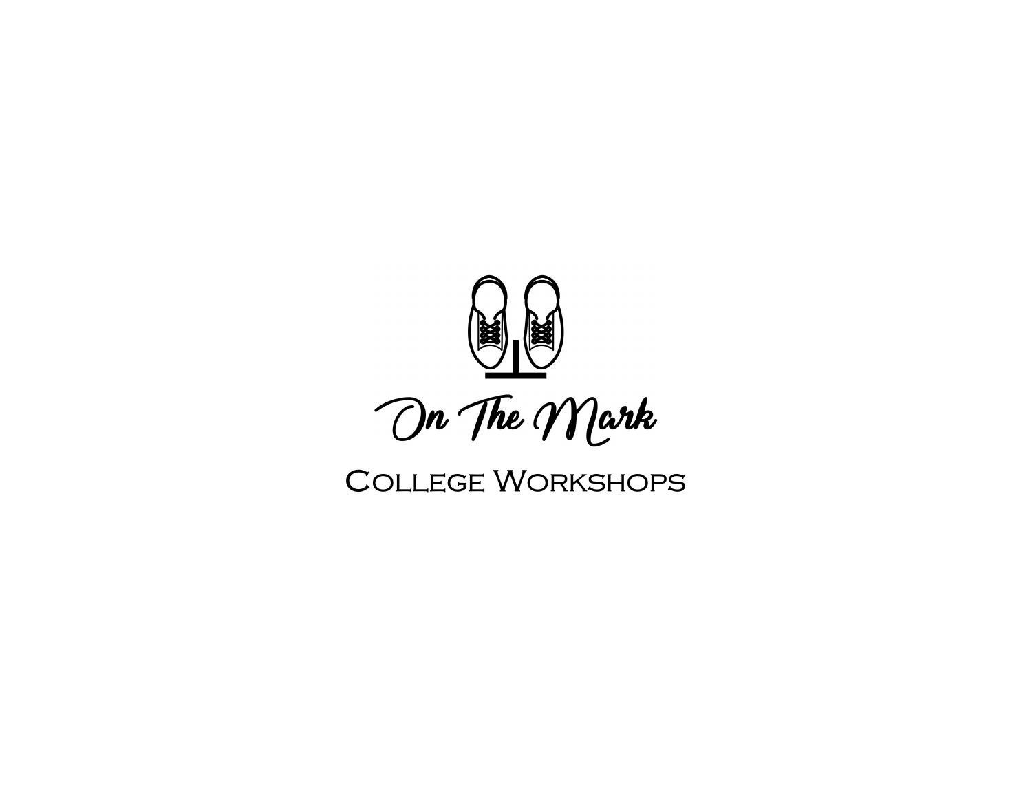# On The Mark

## College Workshops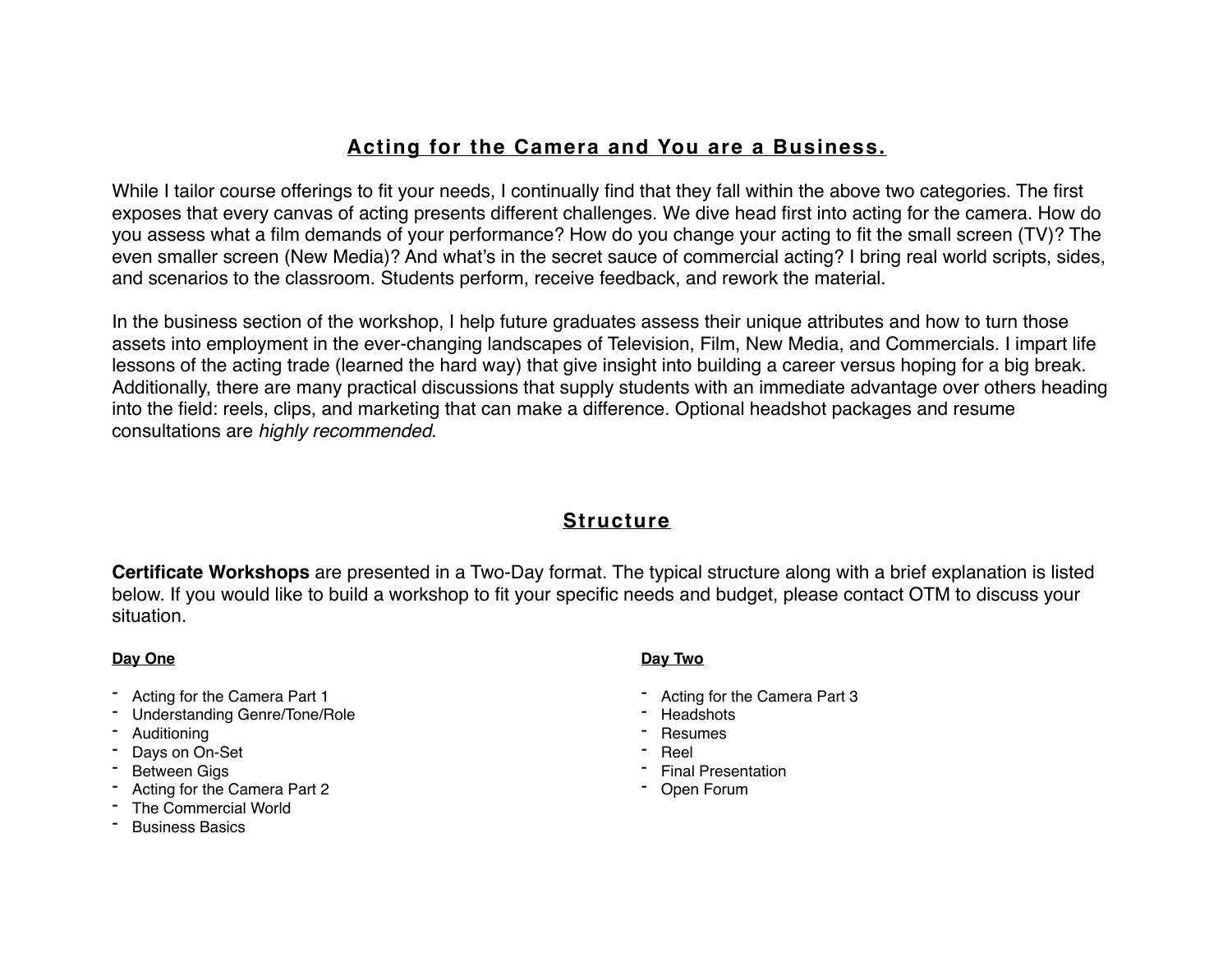## Acting for the Camera and You are a Business.

While I tailor course offerings to fit your needs, I continually find that they fall within the above two categories. The first exposes that every canvas of acting presents different challenges. We dive head first into acting for the camera. How do you assess what a film demands of your performance? How do you change your acting to fit the small screen (TV)? The even smaller screen (New Media)? And what's in the secret sauce of commercial acting? I bring real world scripts, sides, and scenarios to the classroom. Students perform, receive feedback, and rework the material.

In the business section of the workshop, I help future graduates assess their unique attributes and how to turn those assets into employment in the ever-changing landscapes of Television, Film, New Media, and Commercials. I impart life lessons of the acting trade (learned the hard way) that give insight into building a career versus hoping for a big break. Additionally, there are many practical discussions that supply students with an immediate advantage over others heading into the field: reels, clips, and marketing that can make a difference. Optional headshot packages and resume consultations are *highly recommended*.

## Structure

**Certificate Workshops** are presented in a Two-Day format. The typical structure along with a brief explanation is listed below. If you would like to build a workshop to fit your specific needs and budget, please contact OTM to discuss your situation.

### Day One

- Acting for the Camera Part 1
- Understanding Genre/Tone/Role
- Auditioning
- Days on On-Set
- Between Gigs
- Acting for the Camera Part 2
- The Commercial World
- Business Basics

### Day Two

- Acting for the Camera Part 3
- Headshots
- Resumes
- Reel
- Final Presentation
- Open Forum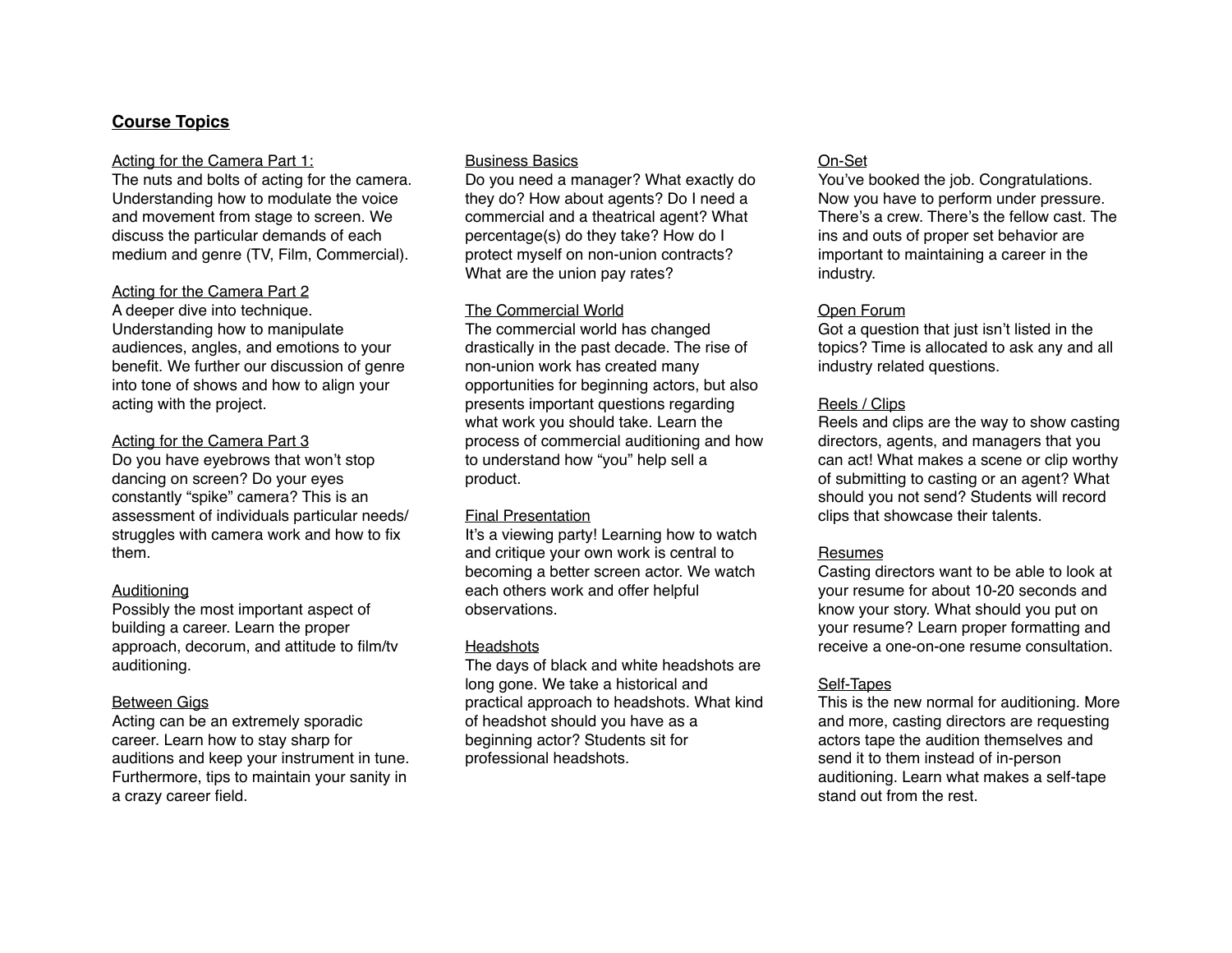## Course Topics

**Acting for the Camera Part 1:**

The nuts and bolts of acting for the camera. Understanding how to modulate the voice and movement from stage to screen. We discuss the particular demands of each medium and genre (TV, Film, Commercial).

**Acting for the Camera Part 2**

A deeper dive into technique. Understanding how to manipulate audiences, angles, and emotions to your benefit. We further our discussion of genre into tone of shows and how to align your acting with the project.

**Acting for the Camera Part 3**

Do you have eyebrows that won't stop dancing on screen? Do your eyes constantly "spike" camera? This is an assessment of individuals particular needs/struggles with camera work and how to fix them.

**Auditioning**

Possibly the most important aspect of building a career. Learn the proper approach, decorum, and attitude to film/tv auditioning.

**Between Gigs**

Acting can be an extremely sporadic career. Learn how to stay sharp for auditions and keep your instrument in tune. Furthermore, tips to maintain your sanity in a crazy career field.

**Business Basics**

Do you need a manager? What exactly do they do? How about agents? Do I need a commercial and a theatrical agent? What percentage(s) do they take? How do I protect myself on non-union contracts? What are the union pay rates?

**The Commercial World**

The commercial world has changed drastically in the past decade. The rise of non-union work has created many opportunities for beginning actors, but also presents important questions regarding what work you should take. Learn the process of commercial auditioning and how to understand how "you" help sell a product.

**Final Presentation**

It's a viewing party! Learning how to watch and critique your own work is central to becoming a better screen actor. We watch each others work and offer helpful observations.

**Headshots**

The days of black and white headshots are long gone. We take a historical and practical approach to headshots. What kind of headshot should you have as a beginning actor? Students sit for professional headshots.

**On-Set**

You've booked the job. Congratulations. Now you have to perform under pressure. There's a crew. There's the fellow cast. The ins and outs of proper set behavior are important to maintaining a career in the industry.

**Open Forum**

Got a question that just isn't listed in the topics? Time is allocated to ask any and all industry related questions.

**Reels / Clips**

Reels and clips are the way to show casting directors, agents, and managers that you can act! What makes a scene or clip worthy of submitting to casting or an agent? What should you not send? Students will record clips that showcase their talents.

**Resumes**

Casting directors want to be able to look at your resume for about 10-20 seconds and know your story. What should you put on your resume? Learn proper formatting and receive a one-on-one resume consultation.

**Self-Tapes**

This is the new normal for auditioning. More and more, casting directors are requesting actors tape the audition themselves and send it to them instead of in-person auditioning. Learn what makes a self-tape stand out from the rest.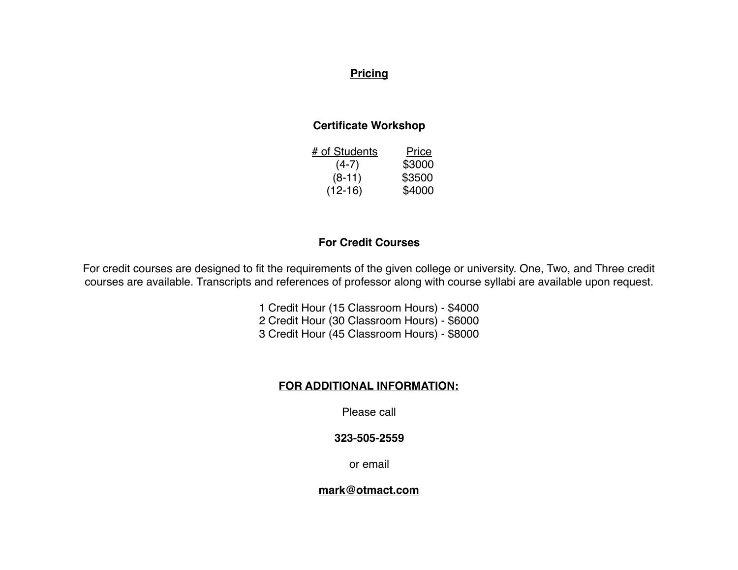## Pricing

### Certificate Workshop

| # of Students | Price |
| --- | --- |
| (4-7) | $3000 |
| (8-11) | $3500 |
| (12-16) | $4000 |

### For Credit Courses

For credit courses are designed to fit the requirements of the given college or university. One, Two, and Three credit courses are available. Transcripts and references of professor along with course syllabi are available upon request.

1 Credit Hour (15 Classroom Hours) - $4000
2 Credit Hour (30 Classroom Hours) - $6000
3 Credit Hour (45 Classroom Hours) - $8000

### FOR ADDITIONAL INFORMATION:

Please call

**323-505-2559**

or email

**mark@otmact.com**